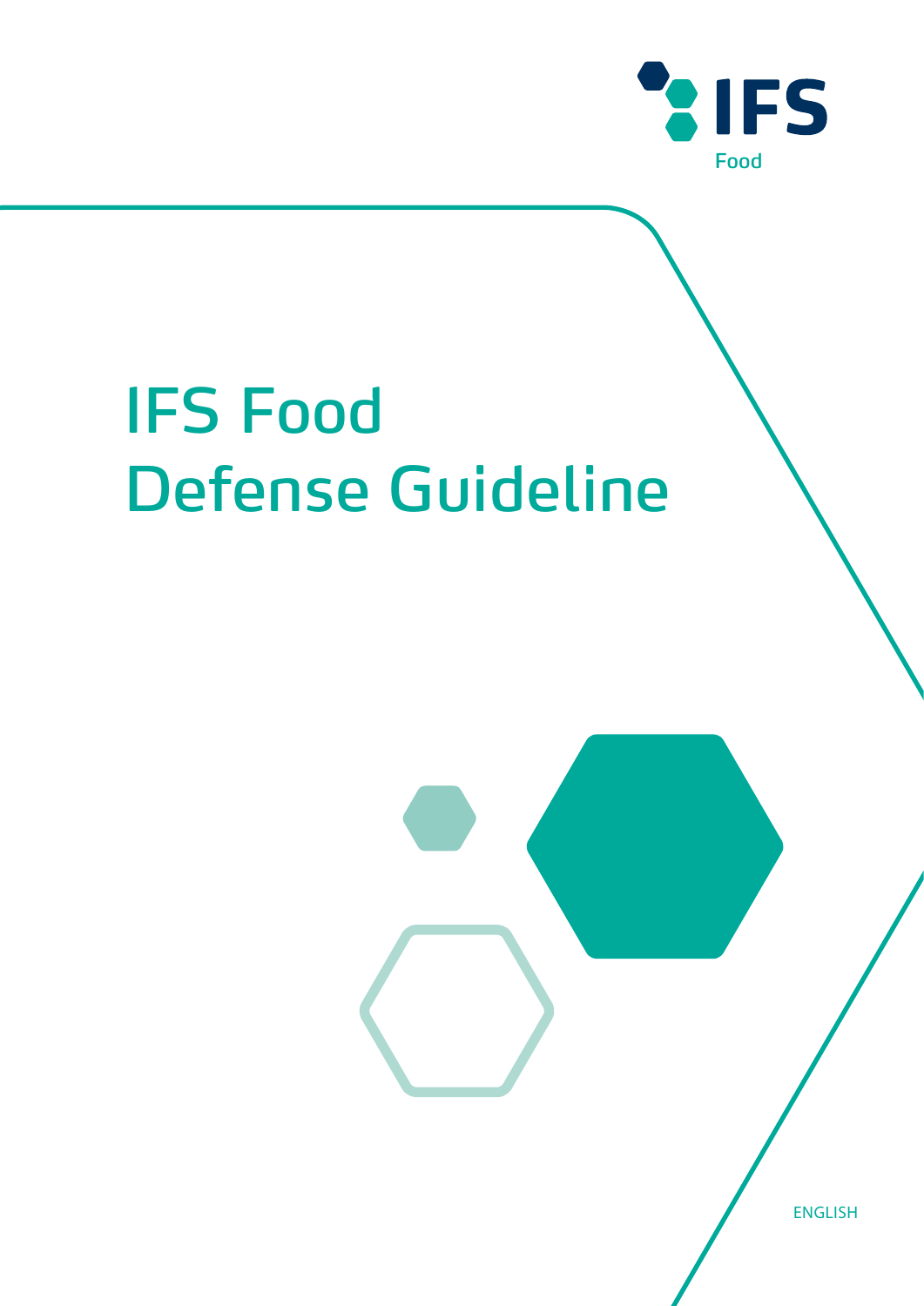IFS Food

# IFS Food Defense Guideline

ENGLISH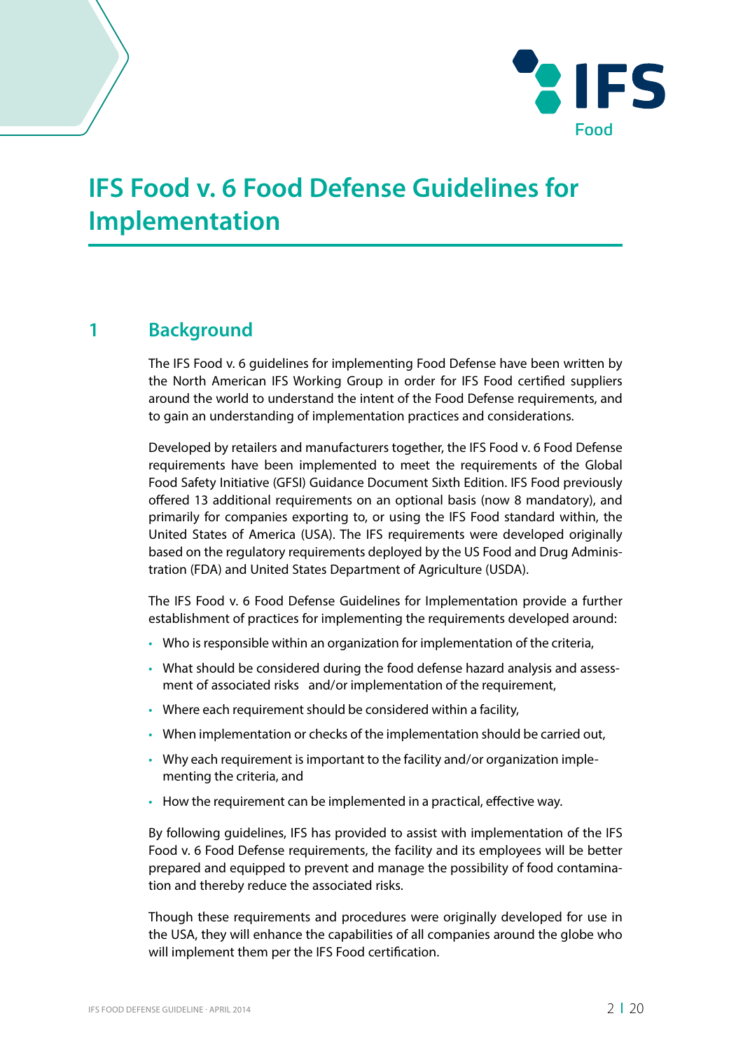# IFS Food v. 6 Food Defense Guidelines for Implementation

## 1 Background

The IFS Food v. 6 guidelines for implementing Food Defense have been written by the North American IFS Working Group in order for IFS Food certified suppliers around the world to understand the intent of the Food Defense requirements, and to gain an understanding of implementation practices and considerations.

Developed by retailers and manufacturers together, the IFS Food v. 6 Food Defense requirements have been implemented to meet the requirements of the Global Food Safety Initiative (GFSI) Guidance Document Sixth Edition. IFS Food previously offered 13 additional requirements on an optional basis (now 8 mandatory), and primarily for companies exporting to, or using the IFS Food standard within, the United States of America (USA). The IFS requirements were developed originally based on the regulatory requirements deployed by the US Food and Drug Administration (FDA) and United States Department of Agriculture (USDA).

The IFS Food v. 6 Food Defense Guidelines for Implementation provide a further establishment of practices for implementing the requirements developed around:

- Who is responsible within an organization for implementation of the criteria,
- What should be considered during the food defense hazard analysis and assessment of associated risks and/or implementation of the requirement,
- Where each requirement should be considered within a facility,
- When implementation or checks of the implementation should be carried out,
- Why each requirement is important to the facility and/or organization implementing the criteria, and
- How the requirement can be implemented in a practical, effective way.

By following guidelines, IFS has provided to assist with implementation of the IFS Food v. 6 Food Defense requirements, the facility and its employees will be better prepared and equipped to prevent and manage the possibility of food contamination and thereby reduce the associated risks.

Though these requirements and procedures were originally developed for use in the USA, they will enhance the capabilities of all companies around the globe who will implement them per the IFS Food certification.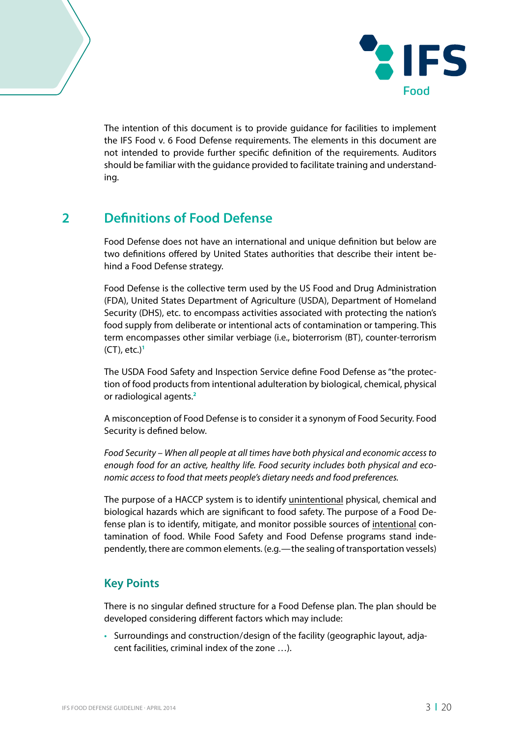The intention of this document is to provide guidance for facilities to implement the IFS Food v. 6 Food Defense requirements. The elements in this document are not intended to provide further specific definition of the requirements. Auditors should be familiar with the guidance provided to facilitate training and understanding.

## 2 Definitions of Food Defense

Food Defense does not have an international and unique definition but below are two definitions offered by United States authorities that describe their intent behind a Food Defense strategy.

Food Defense is the collective term used by the US Food and Drug Administration (FDA), United States Department of Agriculture (USDA), Department of Homeland Security (DHS), etc. to encompass activities associated with protecting the nation's food supply from deliberate or intentional acts of contamination or tampering. This term encompasses other similar verbiage (i.e., bioterrorism (BT), counter-terrorism (CT), etc.)[1]

The USDA Food Safety and Inspection Service define Food Defense as "the protection of food products from intentional adulteration by biological, chemical, physical or radiological agents.[2]

A misconception of Food Defense is to consider it a synonym of Food Security. Food Security is defined below.

*Food Security – When all people at all times have both physical and economic access to enough food for an active, healthy life. Food security includes both physical and economic access to food that meets people's dietary needs and food preferences.*

The purpose of a HACCP system is to identify <u>unintentional</u> physical, chemical and biological hazards which are significant to food safety. The purpose of a Food Defense plan is to identify, mitigate, and monitor possible sources of <u>intentional</u> contamination of food. While Food Safety and Food Defense programs stand independently, there are common elements. (e.g.—the sealing of transportation vessels)

### Key Points

There is no singular defined structure for a Food Defense plan. The plan should be developed considering different factors which may include:

- Surroundings and construction/design of the facility (geographic layout, adjacent facilities, criminal index of the zone …).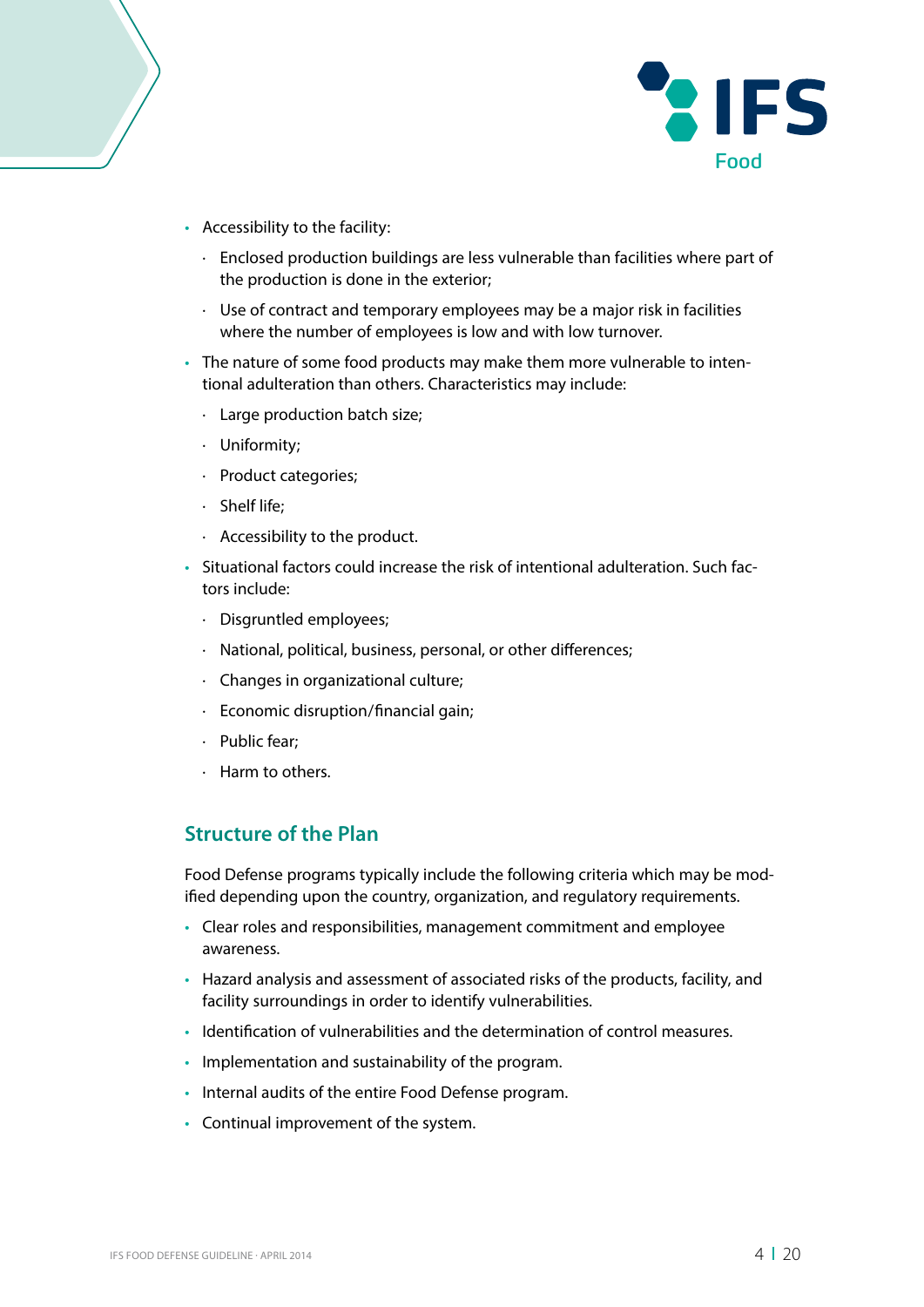- Accessibility to the facility:
  - Enclosed production buildings are less vulnerable than facilities where part of the production is done in the exterior;
  - Use of contract and temporary employees may be a major risk in facilities where the number of employees is low and with low turnover.
- The nature of some food products may make them more vulnerable to intentional adulteration than others. Characteristics may include:
  - Large production batch size;
  - Uniformity;
  - Product categories;
  - Shelf life;
  - Accessibility to the product.
- Situational factors could increase the risk of intentional adulteration. Such factors include:
  - Disgruntled employees;
  - National, political, business, personal, or other differences;
  - Changes in organizational culture;
  - Economic disruption/financial gain;
  - Public fear;
  - Harm to others.

## Structure of the Plan

Food Defense programs typically include the following criteria which may be modified depending upon the country, organization, and regulatory requirements.

- Clear roles and responsibilities, management commitment and employee awareness.
- Hazard analysis and assessment of associated risks of the products, facility, and facility surroundings in order to identify vulnerabilities.
- Identification of vulnerabilities and the determination of control measures.
- Implementation and sustainability of the program.
- Internal audits of the entire Food Defense program.
- Continual improvement of the system.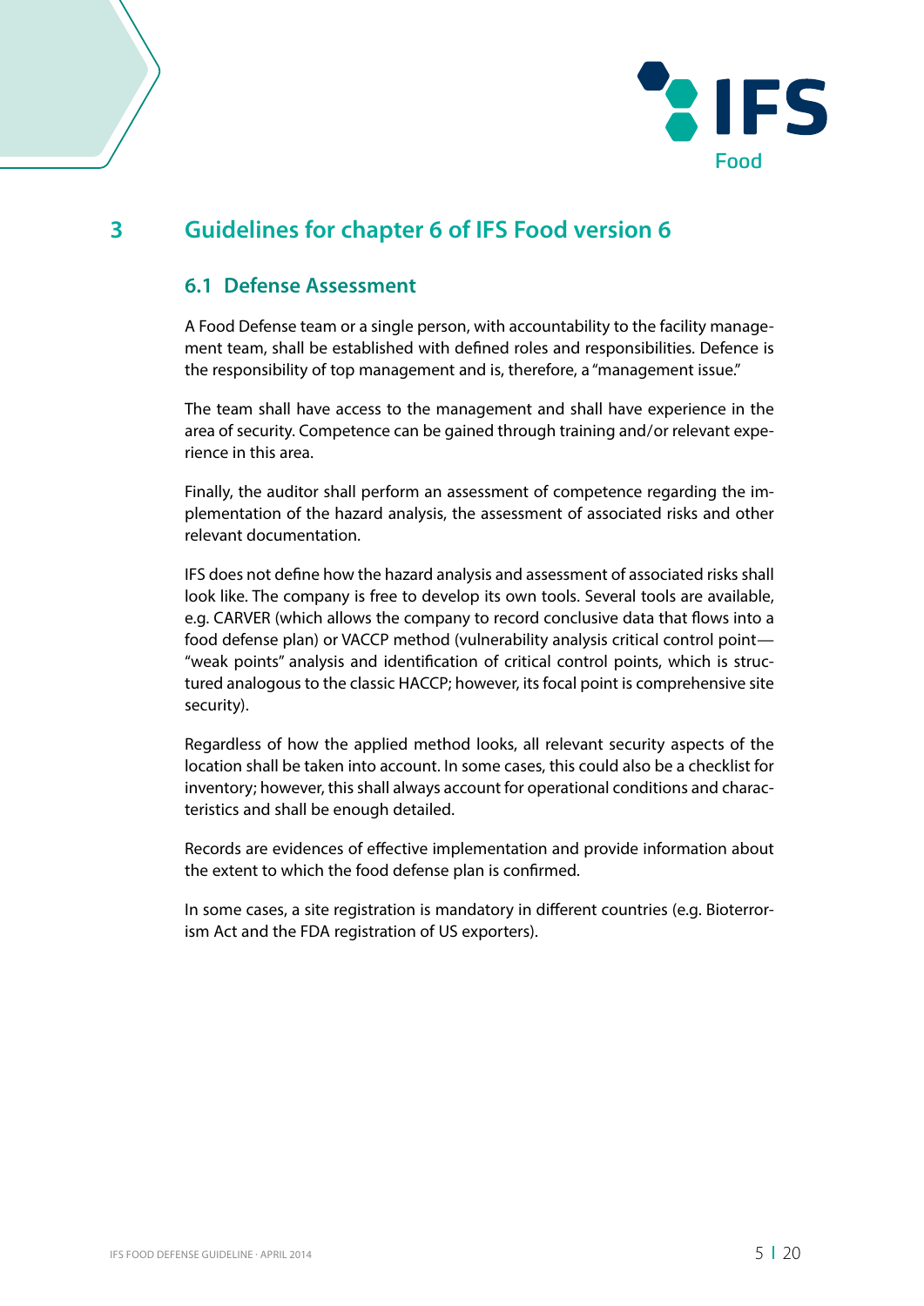# 3 Guidelines for chapter 6 of IFS Food version 6

## 6.1 Defense Assessment

A Food Defense team or a single person, with accountability to the facility management team, shall be established with defined roles and responsibilities. Defence is the responsibility of top management and is, therefore, a "management issue."

The team shall have access to the management and shall have experience in the area of security. Competence can be gained through training and/or relevant experience in this area.

Finally, the auditor shall perform an assessment of competence regarding the implementation of the hazard analysis, the assessment of associated risks and other relevant documentation.

IFS does not define how the hazard analysis and assessment of associated risks shall look like. The company is free to develop its own tools. Several tools are available, e.g. CARVER (which allows the company to record conclusive data that flows into a food defense plan) or VACCP method (vulnerability analysis critical control point—"weak points" analysis and identification of critical control points, which is structured analogous to the classic HACCP; however, its focal point is comprehensive site security).

Regardless of how the applied method looks, all relevant security aspects of the location shall be taken into account. In some cases, this could also be a checklist for inventory; however, this shall always account for operational conditions and characteristics and shall be enough detailed.

Records are evidences of effective implementation and provide information about the extent to which the food defense plan is confirmed.

In some cases, a site registration is mandatory in different countries (e.g. Bioterrorism Act and the FDA registration of US exporters).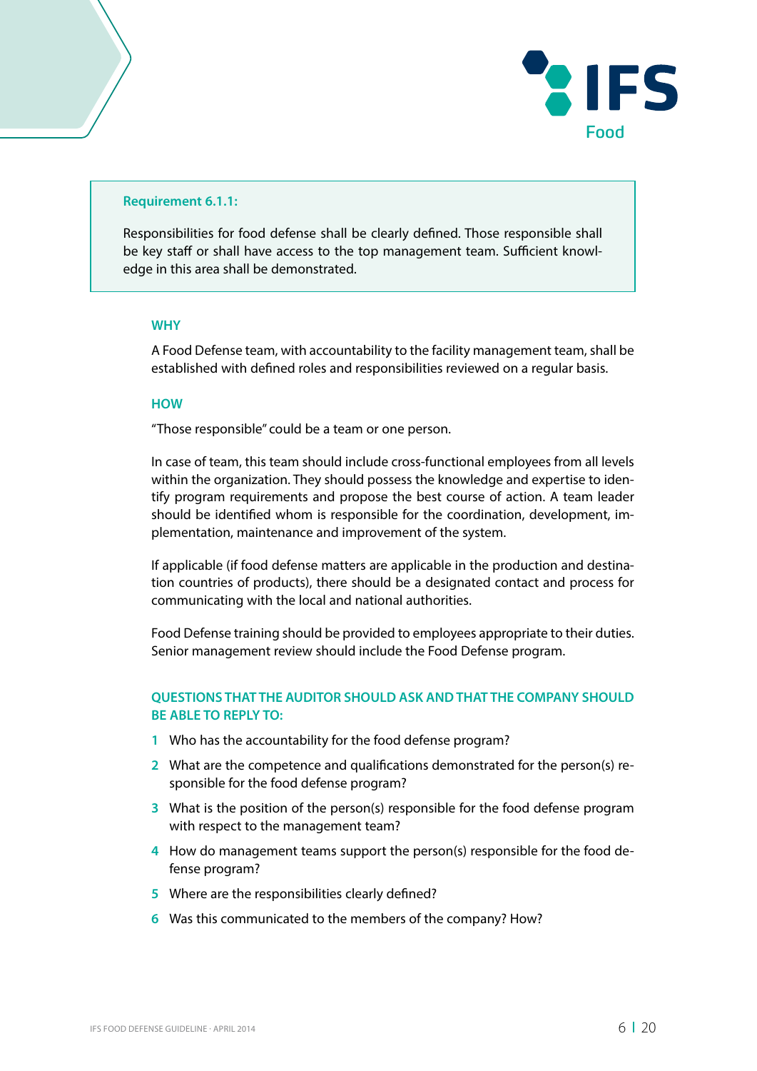**Requirement 6.1.1:**

Responsibilities for food defense shall be clearly defined. Those responsible shall be key staff or shall have access to the top management team. Sufficient knowledge in this area shall be demonstrated.

### WHY

A Food Defense team, with accountability to the facility management team, shall be established with defined roles and responsibilities reviewed on a regular basis.

### HOW

"Those responsible" could be a team or one person.

In case of team, this team should include cross-functional employees from all levels within the organization. They should possess the knowledge and expertise to identify program requirements and propose the best course of action. A team leader should be identified whom is responsible for the coordination, development, implementation, maintenance and improvement of the system.

If applicable (if food defense matters are applicable in the production and destination countries of products), there should be a designated contact and process for communicating with the local and national authorities.

Food Defense training should be provided to employees appropriate to their duties. Senior management review should include the Food Defense program.

### QUESTIONS THAT THE AUDITOR SHOULD ASK AND THAT THE COMPANY SHOULD BE ABLE TO REPLY TO:

1. Who has the accountability for the food defense program?
2. What are the competence and qualifications demonstrated for the person(s) responsible for the food defense program?
3. What is the position of the person(s) responsible for the food defense program with respect to the management team?
4. How do management teams support the person(s) responsible for the food defense program?
5. Where are the responsibilities clearly defined?
6. Was this communicated to the members of the company? How?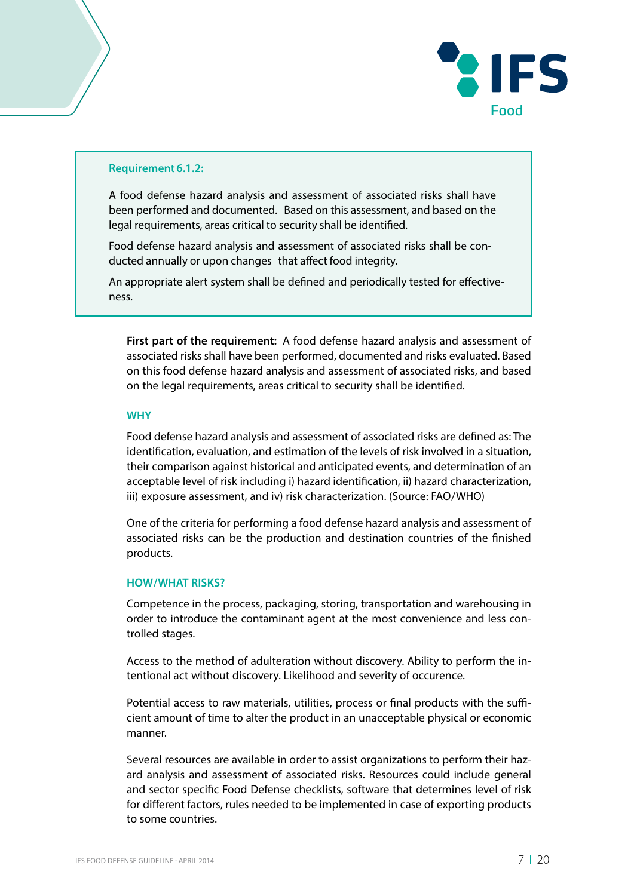**Requirement 6.1.2:**

A food defense hazard analysis and assessment of associated risks shall have been performed and documented. Based on this assessment, and based on the legal requirements, areas critical to security shall be identified.

Food defense hazard analysis and assessment of associated risks shall be conducted annually or upon changes that affect food integrity.

An appropriate alert system shall be defined and periodically tested for effectiveness.

**First part of the requirement:** A food defense hazard analysis and assessment of associated risks shall have been performed, documented and risks evaluated. Based on this food defense hazard analysis and assessment of associated risks, and based on the legal requirements, areas critical to security shall be identified.

### WHY

Food defense hazard analysis and assessment of associated risks are defined as: The identification, evaluation, and estimation of the levels of risk involved in a situation, their comparison against historical and anticipated events, and determination of an acceptable level of risk including i) hazard identification, ii) hazard characterization, iii) exposure assessment, and iv) risk characterization. (Source: FAO/WHO)

One of the criteria for performing a food defense hazard analysis and assessment of associated risks can be the production and destination countries of the finished products.

### HOW/WHAT RISKS?

Competence in the process, packaging, storing, transportation and warehousing in order to introduce the contaminant agent at the most convenience and less controlled stages.

Access to the method of adulteration without discovery. Ability to perform the intentional act without discovery. Likelihood and severity of occurence.

Potential access to raw materials, utilities, process or final products with the sufficient amount of time to alter the product in an unacceptable physical or economic manner.

Several resources are available in order to assist organizations to perform their hazard analysis and assessment of associated risks. Resources could include general and sector specific Food Defense checklists, software that determines level of risk for different factors, rules needed to be implemented in case of exporting products to some countries.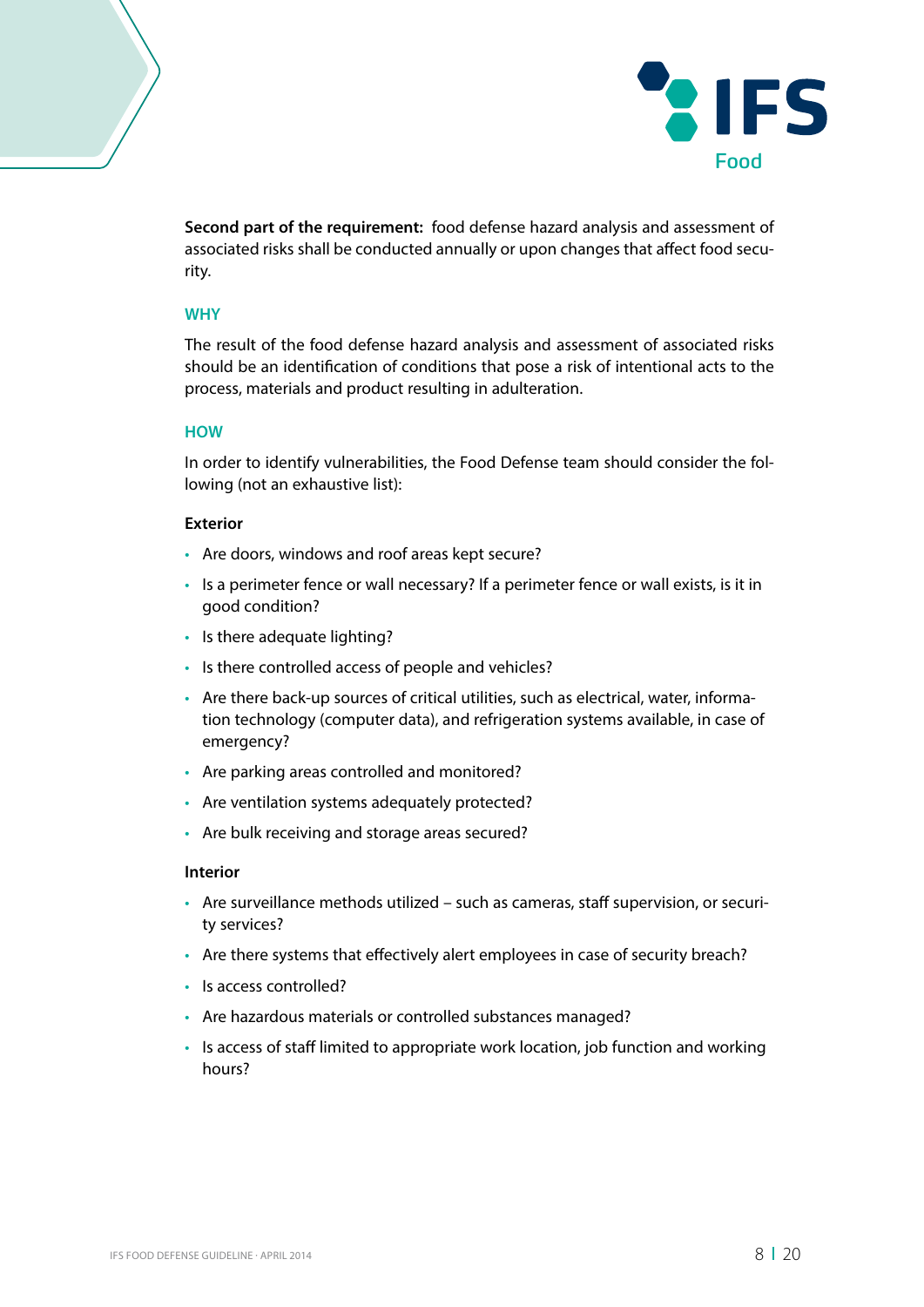**Second part of the requirement:** food defense hazard analysis and assessment of associated risks shall be conducted annually or upon changes that affect food security.

### WHY

The result of the food defense hazard analysis and assessment of associated risks should be an identification of conditions that pose a risk of intentional acts to the process, materials and product resulting in adulteration.

### HOW

In order to identify vulnerabilities, the Food Defense team should consider the following (not an exhaustive list):

**Exterior**

- Are doors, windows and roof areas kept secure?
- Is a perimeter fence or wall necessary? If a perimeter fence or wall exists, is it in good condition?
- Is there adequate lighting?
- Is there controlled access of people and vehicles?
- Are there back-up sources of critical utilities, such as electrical, water, information technology (computer data), and refrigeration systems available, in case of emergency?
- Are parking areas controlled and monitored?
- Are ventilation systems adequately protected?
- Are bulk receiving and storage areas secured?

**Interior**

- Are surveillance methods utilized – such as cameras, staff supervision, or security services?
- Are there systems that effectively alert employees in case of security breach?
- Is access controlled?
- Are hazardous materials or controlled substances managed?
- Is access of staff limited to appropriate work location, job function and working hours?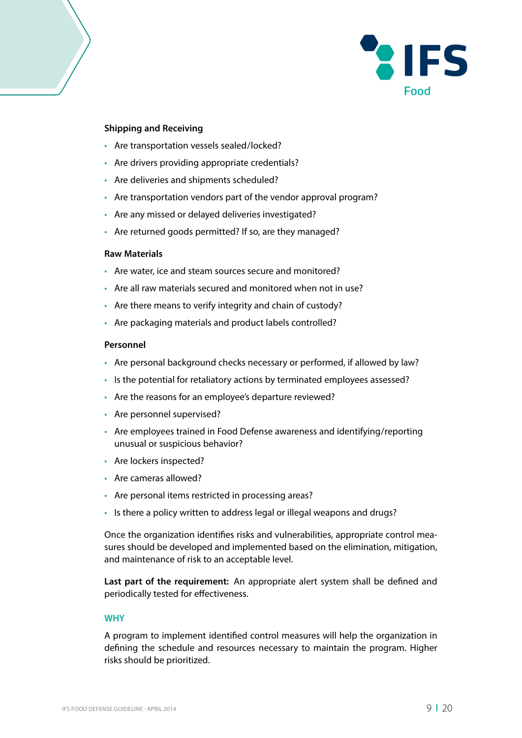**Shipping and Receiving**

- Are transportation vessels sealed/locked?
- Are drivers providing appropriate credentials?
- Are deliveries and shipments scheduled?
- Are transportation vendors part of the vendor approval program?
- Are any missed or delayed deliveries investigated?
- Are returned goods permitted? If so, are they managed?

**Raw Materials**

- Are water, ice and steam sources secure and monitored?
- Are all raw materials secured and monitored when not in use?
- Are there means to verify integrity and chain of custody?
- Are packaging materials and product labels controlled?

**Personnel**

- Are personal background checks necessary or performed, if allowed by law?
- Is the potential for retaliatory actions by terminated employees assessed?
- Are the reasons for an employee's departure reviewed?
- Are personnel supervised?
- Are employees trained in Food Defense awareness and identifying/reporting unusual or suspicious behavior?
- Are lockers inspected?
- Are cameras allowed?
- Are personal items restricted in processing areas?
- Is there a policy written to address legal or illegal weapons and drugs?

Once the organization identifies risks and vulnerabilities, appropriate control measures should be developed and implemented based on the elimination, mitigation, and maintenance of risk to an acceptable level.

**Last part of the requirement:** An appropriate alert system shall be defined and periodically tested for effectiveness.

### WHY

A program to implement identified control measures will help the organization in defining the schedule and resources necessary to maintain the program. Higher risks should be prioritized.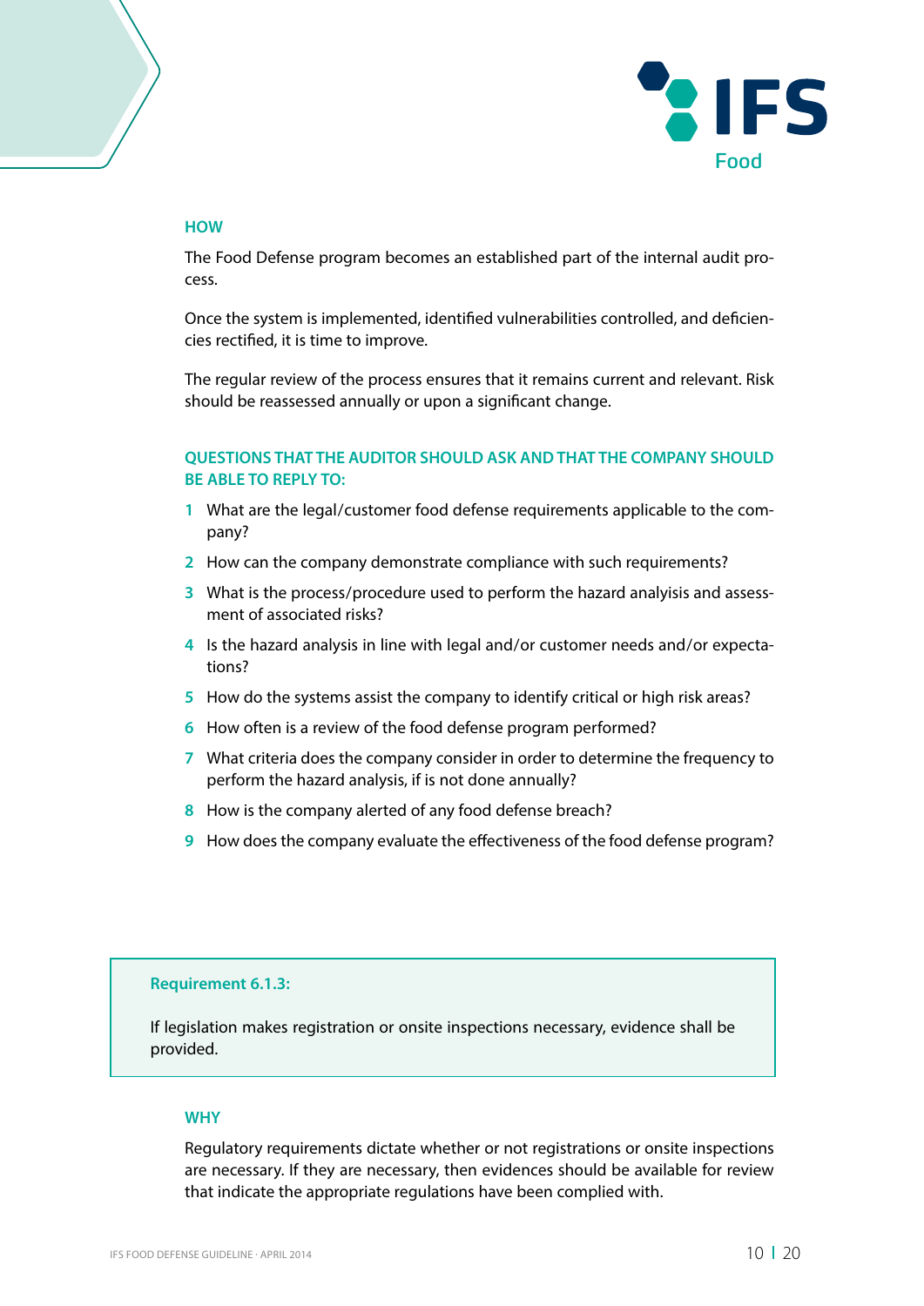### HOW

The Food Defense program becomes an established part of the internal audit process.

Once the system is implemented, identified vulnerabilities controlled, and deficiencies rectified, it is time to improve.

The regular review of the process ensures that it remains current and relevant. Risk should be reassessed annually or upon a significant change.

### QUESTIONS THAT THE AUDITOR SHOULD ASK AND THAT THE COMPANY SHOULD BE ABLE TO REPLY TO:

1. What are the legal/customer food defense requirements applicable to the company?
2. How can the company demonstrate compliance with such requirements?
3. What is the process/procedure used to perform the hazard analysis and assessment of associated risks?
4. Is the hazard analysis in line with legal and/or customer needs and/or expectations?
5. How do the systems assist the company to identify critical or high risk areas?
6. How often is a review of the food defense program performed?
7. What criteria does the company consider in order to determine the frequency to perform the hazard analysis, if is not done annually?
8. How is the company alerted of any food defense breach?
9. How does the company evaluate the effectiveness of the food defense program?

**Requirement 6.1.3:**

If legislation makes registration or onsite inspections necessary, evidence shall be provided.

### WHY

Regulatory requirements dictate whether or not registrations or onsite inspections are necessary. If they are necessary, then evidences should be available for review that indicate the appropriate regulations have been complied with.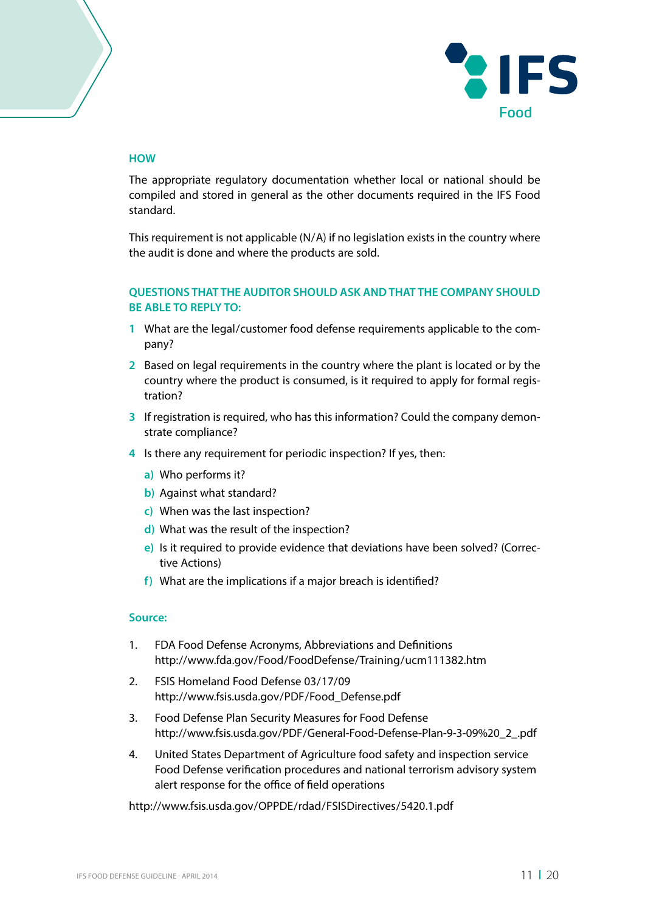### HOW

The appropriate regulatory documentation whether local or national should be compiled and stored in general as the other documents required in the IFS Food standard.

This requirement is not applicable (N/A) if no legislation exists in the country where the audit is done and where the products are sold.

### QUESTIONS THAT THE AUDITOR SHOULD ASK AND THAT THE COMPANY SHOULD BE ABLE TO REPLY TO:

1. What are the legal/customer food defense requirements applicable to the company?
2. Based on legal requirements in the country where the plant is located or by the country where the product is consumed, is it required to apply for formal registration?
3. If registration is required, who has this information? Could the company demonstrate compliance?
4. Is there any requirement for periodic inspection? If yes, then:
   - a) Who performs it?
   - b) Against what standard?
   - c) When was the last inspection?
   - d) What was the result of the inspection?
   - e) Is it required to provide evidence that deviations have been solved? (Corrective Actions)
   - f) What are the implications if a major breach is identified?

### Source:

1. FDA Food Defense Acronyms, Abbreviations and Definitions
   http://www.fda.gov/Food/FoodDefense/Training/ucm111382.htm
2. FSIS Homeland Food Defense 03/17/09
   http://www.fsis.usda.gov/PDF/Food_Defense.pdf
3. Food Defense Plan Security Measures for Food Defense
   http://www.fsis.usda.gov/PDF/General-Food-Defense-Plan-9-3-09%20_2_.pdf
4. United States Department of Agriculture food safety and inspection service Food Defense verification procedures and national terrorism advisory system alert response for the office of field operations

http://www.fsis.usda.gov/OPPDE/rdad/FSISDirectives/5420.1.pdf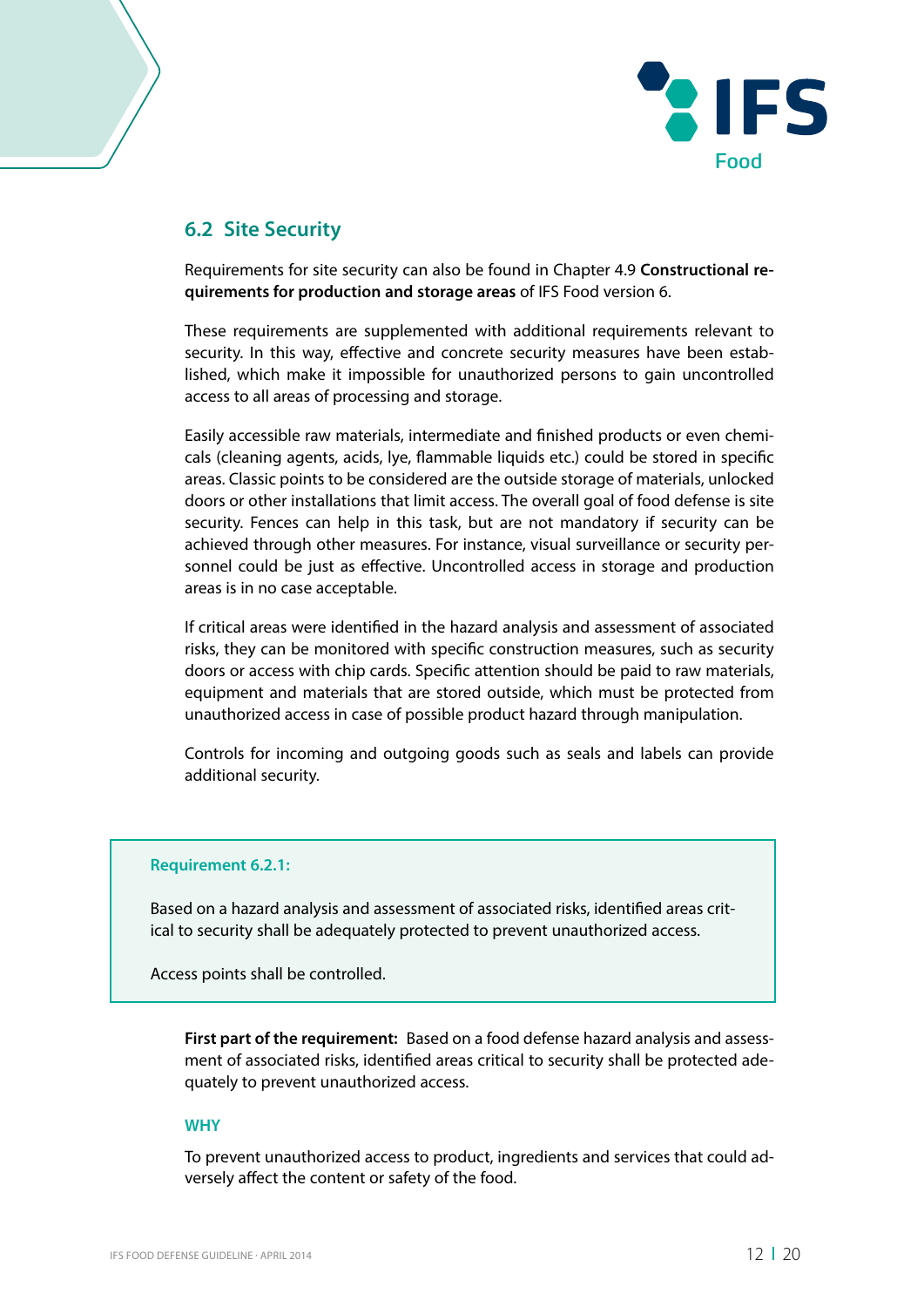## 6.2 Site Security

Requirements for site security can also be found in Chapter 4.9 **Constructional requirements for production and storage areas** of IFS Food version 6.

These requirements are supplemented with additional requirements relevant to security. In this way, effective and concrete security measures have been established, which make it impossible for unauthorized persons to gain uncontrolled access to all areas of processing and storage.

Easily accessible raw materials, intermediate and finished products or even chemicals (cleaning agents, acids, lye, flammable liquids etc.) could be stored in specific areas. Classic points to be considered are the outside storage of materials, unlocked doors or other installations that limit access. The overall goal of food defense is site security. Fences can help in this task, but are not mandatory if security can be achieved through other measures. For instance, visual surveillance or security personnel could be just as effective. Uncontrolled access in storage and production areas is in no case acceptable.

If critical areas were identified in the hazard analysis and assessment of associated risks, they can be monitored with specific construction measures, such as security doors or access with chip cards. Specific attention should be paid to raw materials, equipment and materials that are stored outside, which must be protected from unauthorized access in case of possible product hazard through manipulation.

Controls for incoming and outgoing goods such as seals and labels can provide additional security.

> **Requirement 6.2.1:**
>
> Based on a hazard analysis and assessment of associated risks, identified areas critical to security shall be adequately protected to prevent unauthorized access.
>
> Access points shall be controlled.

**First part of the requirement:** Based on a food defense hazard analysis and assessment of associated risks, identified areas critical to security shall be protected adequately to prevent unauthorized access.

### WHY

To prevent unauthorized access to product, ingredients and services that could adversely affect the content or safety of the food.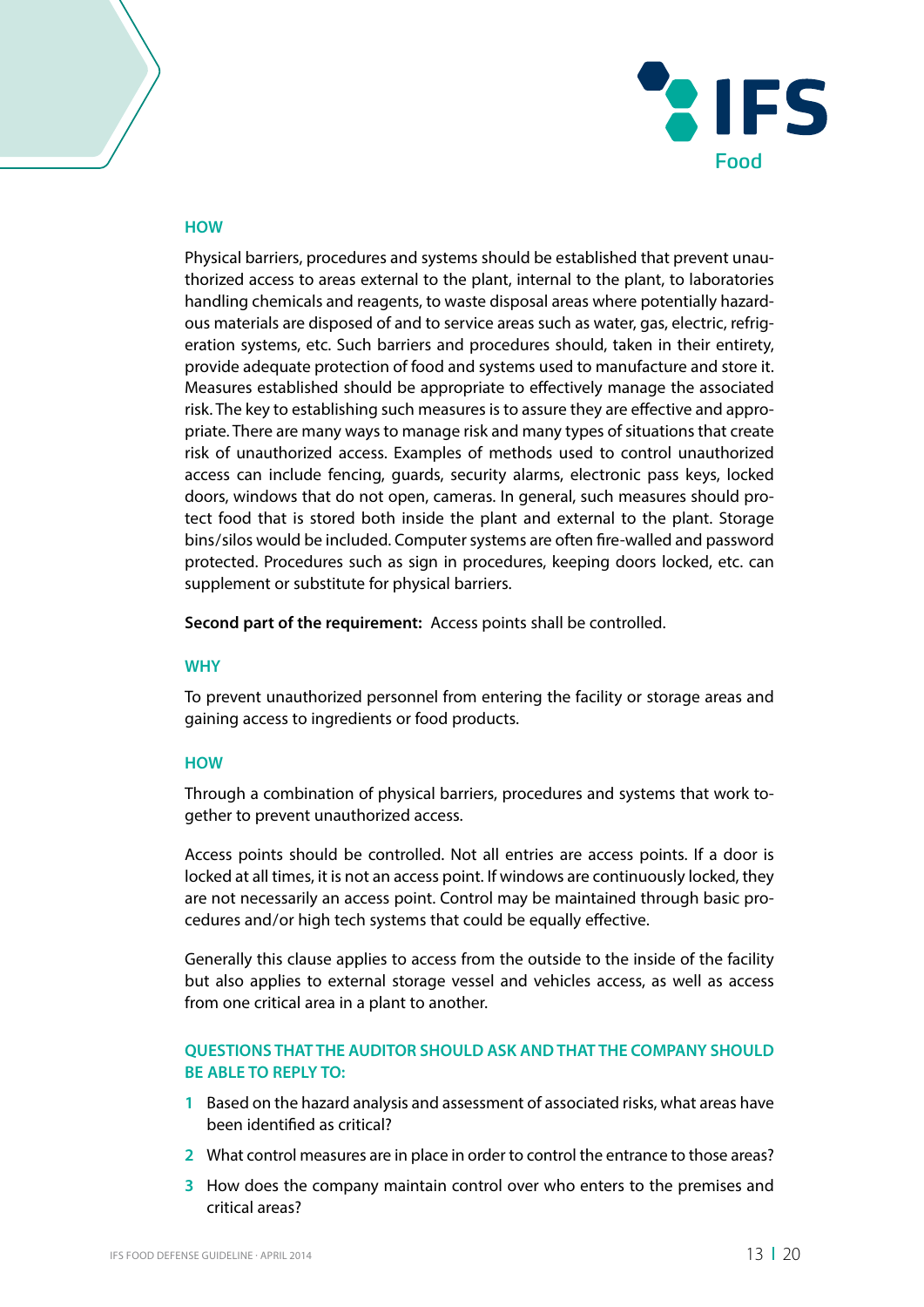### HOW

Physical barriers, procedures and systems should be established that prevent unauthorized access to areas external to the plant, internal to the plant, to laboratories handling chemicals and reagents, to waste disposal areas where potentially hazardous materials are disposed of and to service areas such as water, gas, electric, refrigeration systems, etc. Such barriers and procedures should, taken in their entirety, provide adequate protection of food and systems used to manufacture and store it. Measures established should be appropriate to effectively manage the associated risk. The key to establishing such measures is to assure they are effective and appropriate. There are many ways to manage risk and many types of situations that create risk of unauthorized access. Examples of methods used to control unauthorized access can include fencing, guards, security alarms, electronic pass keys, locked doors, windows that do not open, cameras. In general, such measures should protect food that is stored both inside the plant and external to the plant. Storage bins/silos would be included. Computer systems are often fire-walled and password protected. Procedures such as sign in procedures, keeping doors locked, etc. can supplement or substitute for physical barriers.

**Second part of the requirement:** Access points shall be controlled.

### WHY

To prevent unauthorized personnel from entering the facility or storage areas and gaining access to ingredients or food products.

### HOW

Through a combination of physical barriers, procedures and systems that work together to prevent unauthorized access.

Access points should be controlled. Not all entries are access points. If a door is locked at all times, it is not an access point. If windows are continuously locked, they are not necessarily an access point. Control may be maintained through basic procedures and/or high tech systems that could be equally effective.

Generally this clause applies to access from the outside to the inside of the facility but also applies to external storage vessel and vehicles access, as well as access from one critical area in a plant to another.

### QUESTIONS THAT THE AUDITOR SHOULD ASK AND THAT THE COMPANY SHOULD BE ABLE TO REPLY TO:

1. Based on the hazard analysis and assessment of associated risks, what areas have been identified as critical?
2. What control measures are in place in order to control the entrance to those areas?
3. How does the company maintain control over who enters to the premises and critical areas?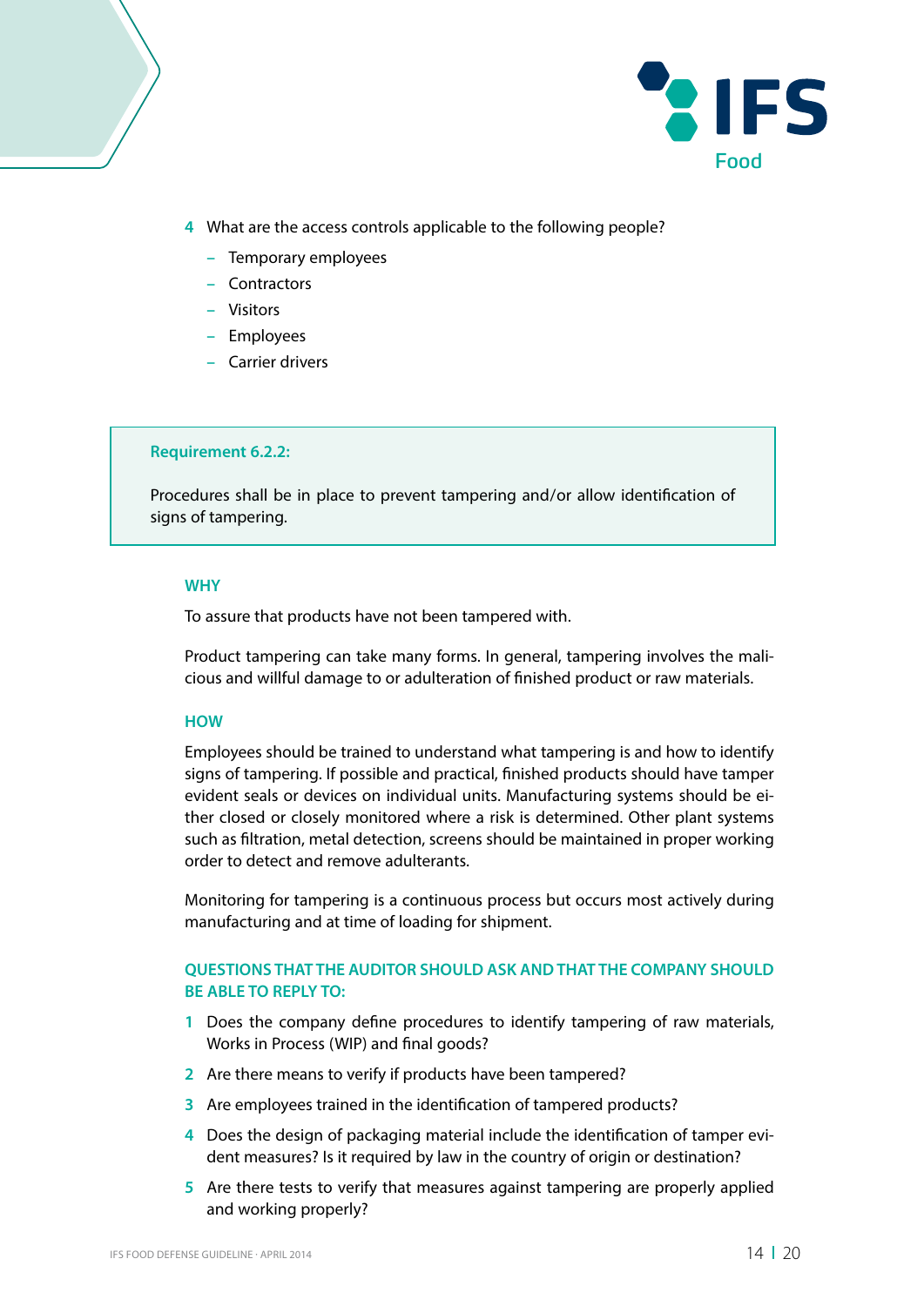4. What are the access controls applicable to the following people?
   - Temporary employees
   - Contractors
   - Visitors
   - Employees
   - Carrier drivers

> **Requirement 6.2.2:**
>
> Procedures shall be in place to prevent tampering and/or allow identification of signs of tampering.

### WHY

To assure that products have not been tampered with.

Product tampering can take many forms. In general, tampering involves the malicious and willful damage to or adulteration of finished product or raw materials.

### HOW

Employees should be trained to understand what tampering is and how to identify signs of tampering. If possible and practical, finished products should have tamper evident seals or devices on individual units. Manufacturing systems should be either closed or closely monitored where a risk is determined. Other plant systems such as filtration, metal detection, screens should be maintained in proper working order to detect and remove adulterants.

Monitoring for tampering is a continuous process but occurs most actively during manufacturing and at time of loading for shipment.

### QUESTIONS THAT THE AUDITOR SHOULD ASK AND THAT THE COMPANY SHOULD BE ABLE TO REPLY TO:

1. Does the company define procedures to identify tampering of raw materials, Works in Process (WIP) and final goods?
2. Are there means to verify if products have been tampered?
3. Are employees trained in the identification of tampered products?
4. Does the design of packaging material include the identification of tamper evident measures? Is it required by law in the country of origin or destination?
5. Are there tests to verify that measures against tampering are properly applied and working properly?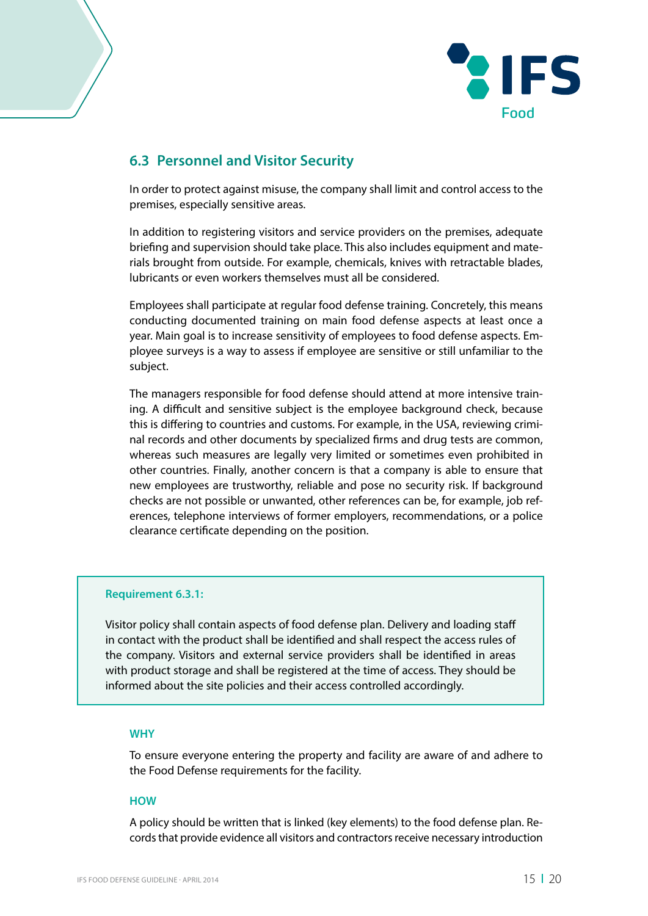## 6.3 Personnel and Visitor Security

In order to protect against misuse, the company shall limit and control access to the premises, especially sensitive areas.

In addition to registering visitors and service providers on the premises, adequate briefing and supervision should take place. This also includes equipment and materials brought from outside. For example, chemicals, knives with retractable blades, lubricants or even workers themselves must all be considered.

Employees shall participate at regular food defense training. Concretely, this means conducting documented training on main food defense aspects at least once a year. Main goal is to increase sensitivity of employees to food defense aspects. Employee surveys is a way to assess if employee are sensitive or still unfamiliar to the subject.

The managers responsible for food defense should attend at more intensive training. A difficult and sensitive subject is the employee background check, because this is differing to countries and customs. For example, in the USA, reviewing criminal records and other documents by specialized firms and drug tests are common, whereas such measures are legally very limited or sometimes even prohibited in other countries. Finally, another concern is that a company is able to ensure that new employees are trustworthy, reliable and pose no security risk. If background checks are not possible or unwanted, other references can be, for example, job references, telephone interviews of former employers, recommendations, or a police clearance certificate depending on the position.

**Requirement 6.3.1:**

Visitor policy shall contain aspects of food defense plan. Delivery and loading staff in contact with the product shall be identified and shall respect the access rules of the company. Visitors and external service providers shall be identified in areas with product storage and shall be registered at the time of access. They should be informed about the site policies and their access controlled accordingly.

**WHY**

To ensure everyone entering the property and facility are aware of and adhere to the Food Defense requirements for the facility.

**HOW**

A policy should be written that is linked (key elements) to the food defense plan. Records that provide evidence all visitors and contractors receive necessary introduction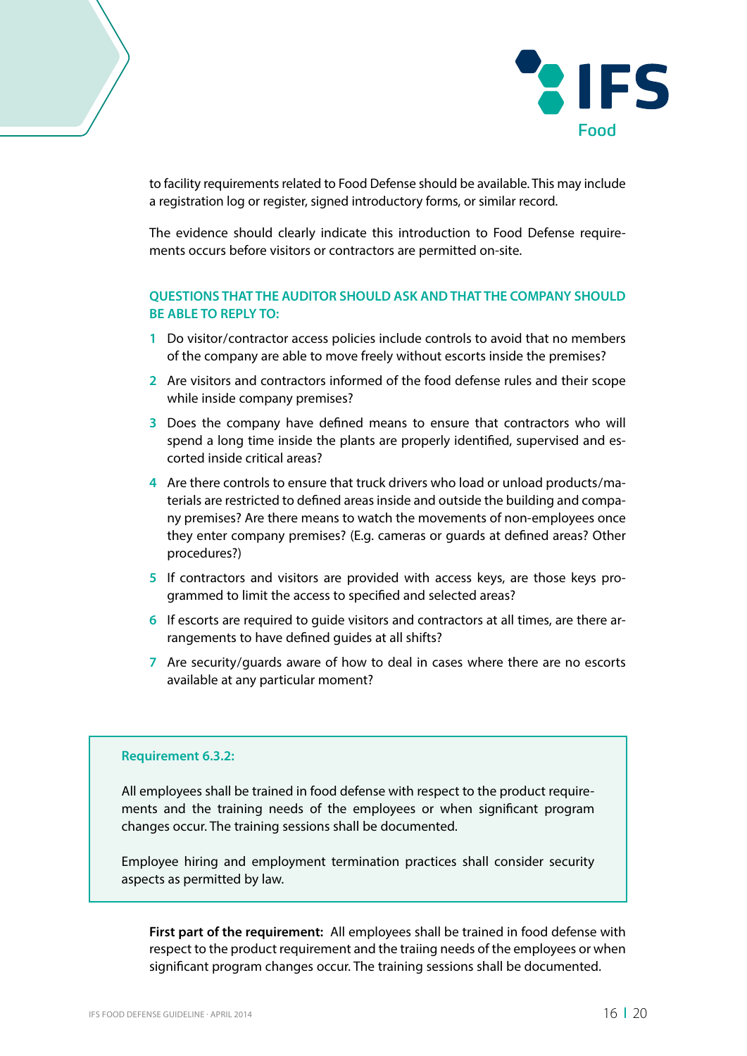to facility requirements related to Food Defense should be available. This may include a registration log or register, signed introductory forms, or similar record.

The evidence should clearly indicate this introduction to Food Defense requirements occurs before visitors or contractors are permitted on-site.

### QUESTIONS THAT THE AUDITOR SHOULD ASK AND THAT THE COMPANY SHOULD BE ABLE TO REPLY TO:

1. Do visitor/contractor access policies include controls to avoid that no members of the company are able to move freely without escorts inside the premises?
2. Are visitors and contractors informed of the food defense rules and their scope while inside company premises?
3. Does the company have defined means to ensure that contractors who will spend a long time inside the plants are properly identified, supervised and escorted inside critical areas?
4. Are there controls to ensure that truck drivers who load or unload products/materials are restricted to defined areas inside and outside the building and company premises? Are there means to watch the movements of non-employees once they enter company premises? (E.g. cameras or guards at defined areas? Other procedures?)
5. If contractors and visitors are provided with access keys, are those keys programmed to limit the access to specified and selected areas?
6. If escorts are required to guide visitors and contractors at all times, are there arrangements to have defined guides at all shifts?
7. Are security/guards aware of how to deal in cases where there are no escorts available at any particular moment?

**Requirement 6.3.2:**

All employees shall be trained in food defense with respect to the product requirements and the training needs of the employees or when significant program changes occur. The training sessions shall be documented.

Employee hiring and employment termination practices shall consider security aspects as permitted by law.

**First part of the requirement:** All employees shall be trained in food defense with respect to the product requirement and the traiing needs of the employees or when significant program changes occur. The training sessions shall be documented.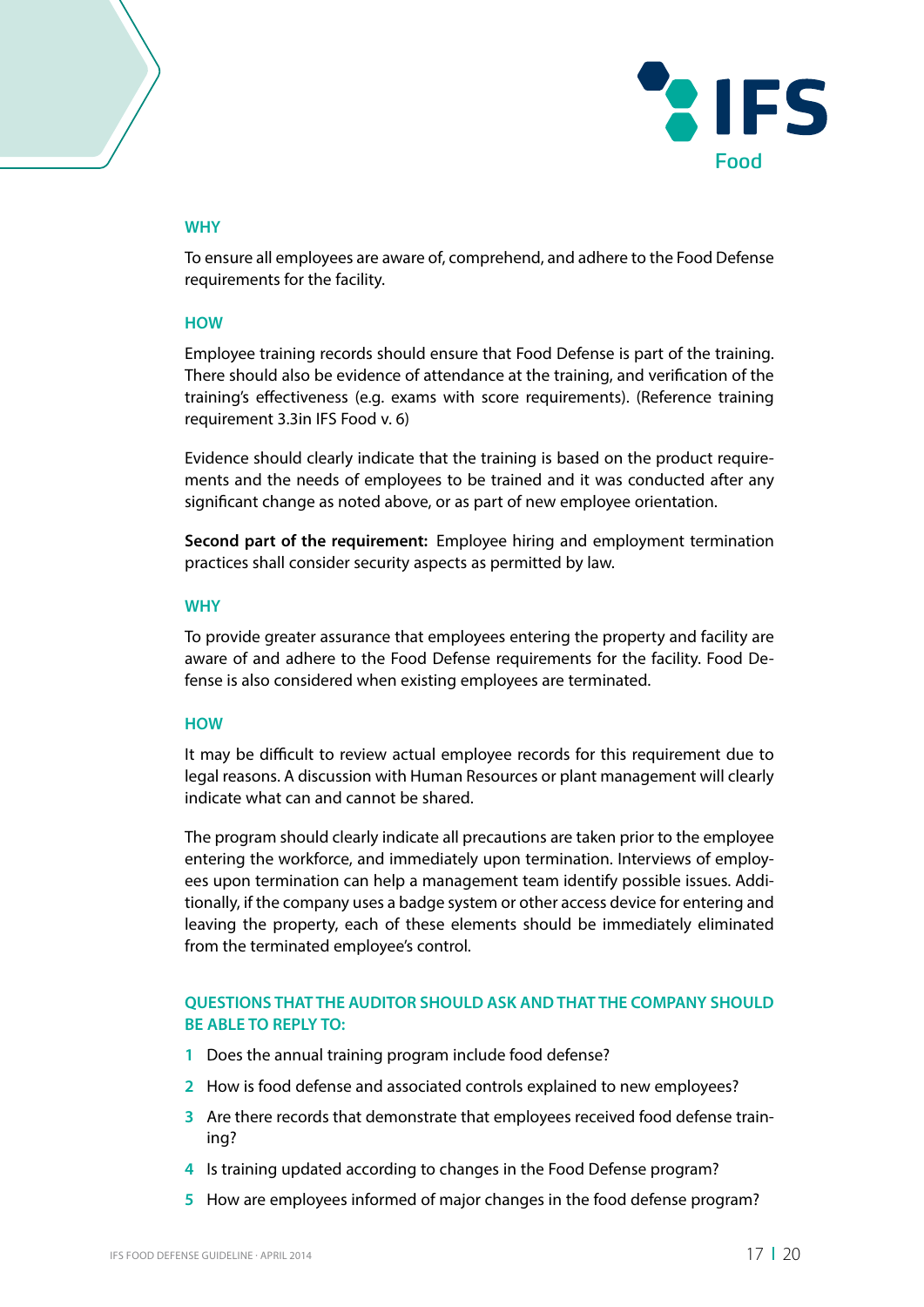#### WHY

To ensure all employees are aware of, comprehend, and adhere to the Food Defense requirements for the facility.

#### HOW

Employee training records should ensure that Food Defense is part of the training. There should also be evidence of attendance at the training, and verification of the training's effectiveness (e.g. exams with score requirements). (Reference training requirement 3.3in IFS Food v. 6)

Evidence should clearly indicate that the training is based on the product requirements and the needs of employees to be trained and it was conducted after any significant change as noted above, or as part of new employee orientation.

**Second part of the requirement:** Employee hiring and employment termination practices shall consider security aspects as permitted by law.

#### WHY

To provide greater assurance that employees entering the property and facility are aware of and adhere to the Food Defense requirements for the facility. Food Defense is also considered when existing employees are terminated.

#### HOW

It may be difficult to review actual employee records for this requirement due to legal reasons. A discussion with Human Resources or plant management will clearly indicate what can and cannot be shared.

The program should clearly indicate all precautions are taken prior to the employee entering the workforce, and immediately upon termination. Interviews of employees upon termination can help a management team identify possible issues. Additionally, if the company uses a badge system or other access device for entering and leaving the property, each of these elements should be immediately eliminated from the terminated employee's control.

#### QUESTIONS THAT THE AUDITOR SHOULD ASK AND THAT THE COMPANY SHOULD BE ABLE TO REPLY TO:

1. Does the annual training program include food defense?
2. How is food defense and associated controls explained to new employees?
3. Are there records that demonstrate that employees received food defense training?
4. Is training updated according to changes in the Food Defense program?
5. How are employees informed of major changes in the food defense program?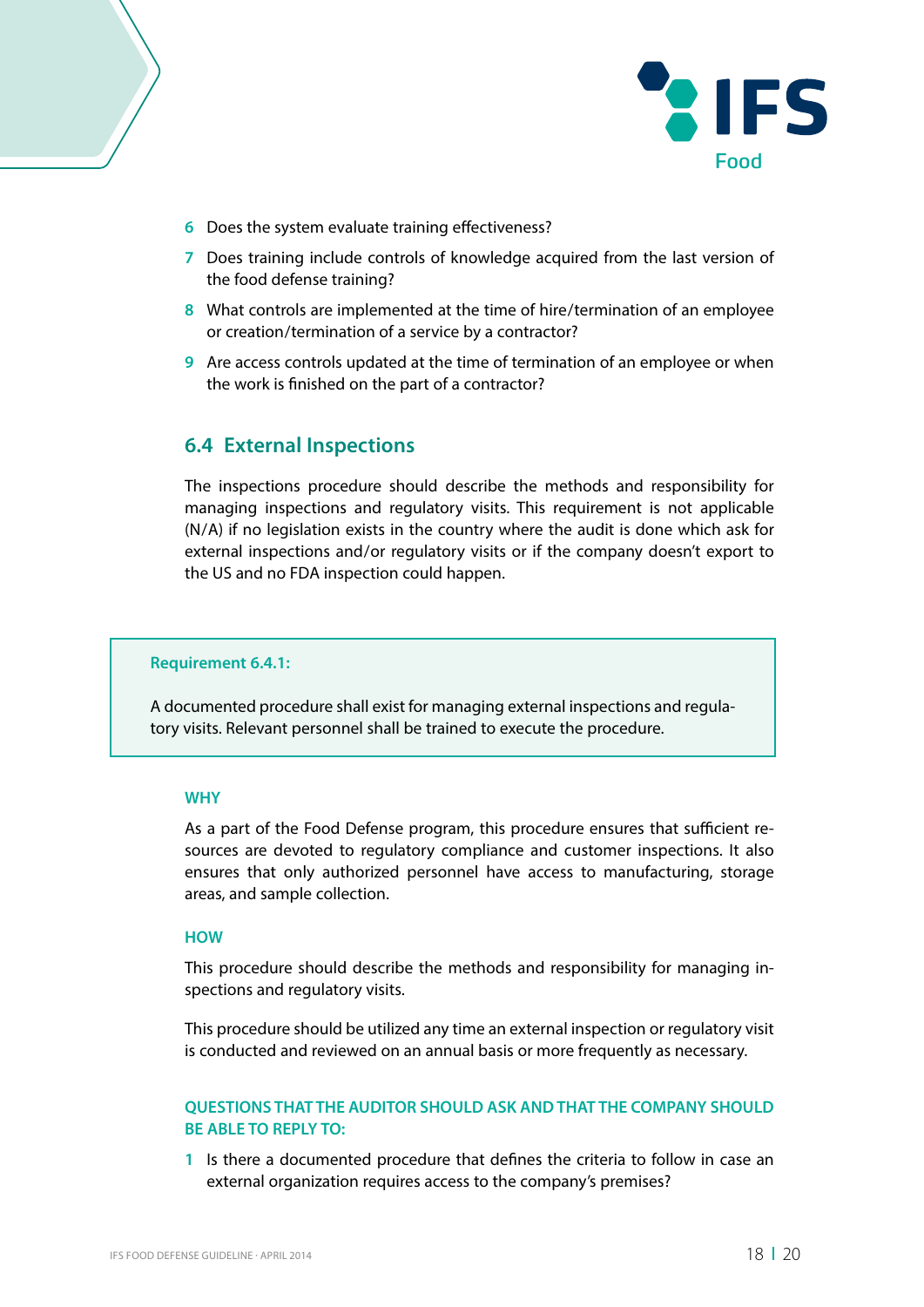6. Does the system evaluate training effectiveness?
7. Does training include controls of knowledge acquired from the last version of the food defense training?
8. What controls are implemented at the time of hire/termination of an employee or creation/termination of a service by a contractor?
9. Are access controls updated at the time of termination of an employee or when the work is finished on the part of a contractor?

## 6.4 External Inspections

The inspections procedure should describe the methods and responsibility for managing inspections and regulatory visits. This requirement is not applicable (N/A) if no legislation exists in the country where the audit is done which ask for external inspections and/or regulatory visits or if the company doesn't export to the US and no FDA inspection could happen.

**Requirement 6.4.1:**

A documented procedure shall exist for managing external inspections and regulatory visits. Relevant personnel shall be trained to execute the procedure.

### WHY

As a part of the Food Defense program, this procedure ensures that sufficient resources are devoted to regulatory compliance and customer inspections. It also ensures that only authorized personnel have access to manufacturing, storage areas, and sample collection.

### HOW

This procedure should describe the methods and responsibility for managing inspections and regulatory visits.

This procedure should be utilized any time an external inspection or regulatory visit is conducted and reviewed on an annual basis or more frequently as necessary.

### QUESTIONS THAT THE AUDITOR SHOULD ASK AND THAT THE COMPANY SHOULD BE ABLE TO REPLY TO:

1. Is there a documented procedure that defines the criteria to follow in case an external organization requires access to the company's premises?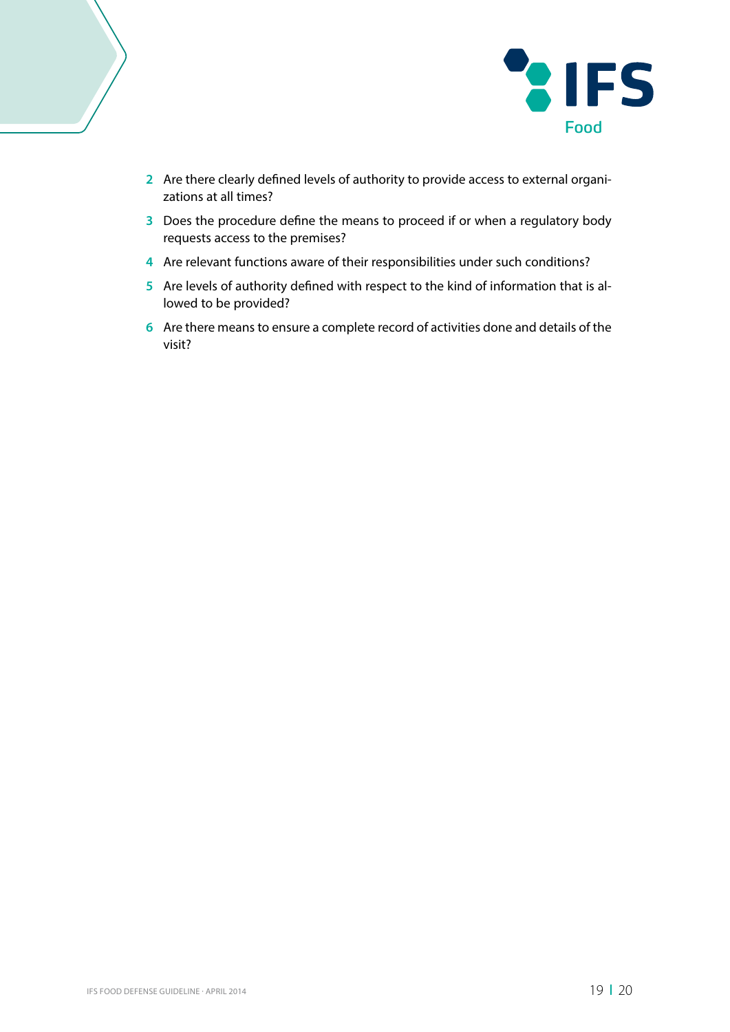2 Are there clearly defined levels of authority to provide access to external organizations at all times?

3 Does the procedure define the means to proceed if or when a regulatory body requests access to the premises?

4 Are relevant functions aware of their responsibilities under such conditions?

5 Are levels of authority defined with respect to the kind of information that is allowed to be provided?

6 Are there means to ensure a complete record of activities done and details of the visit?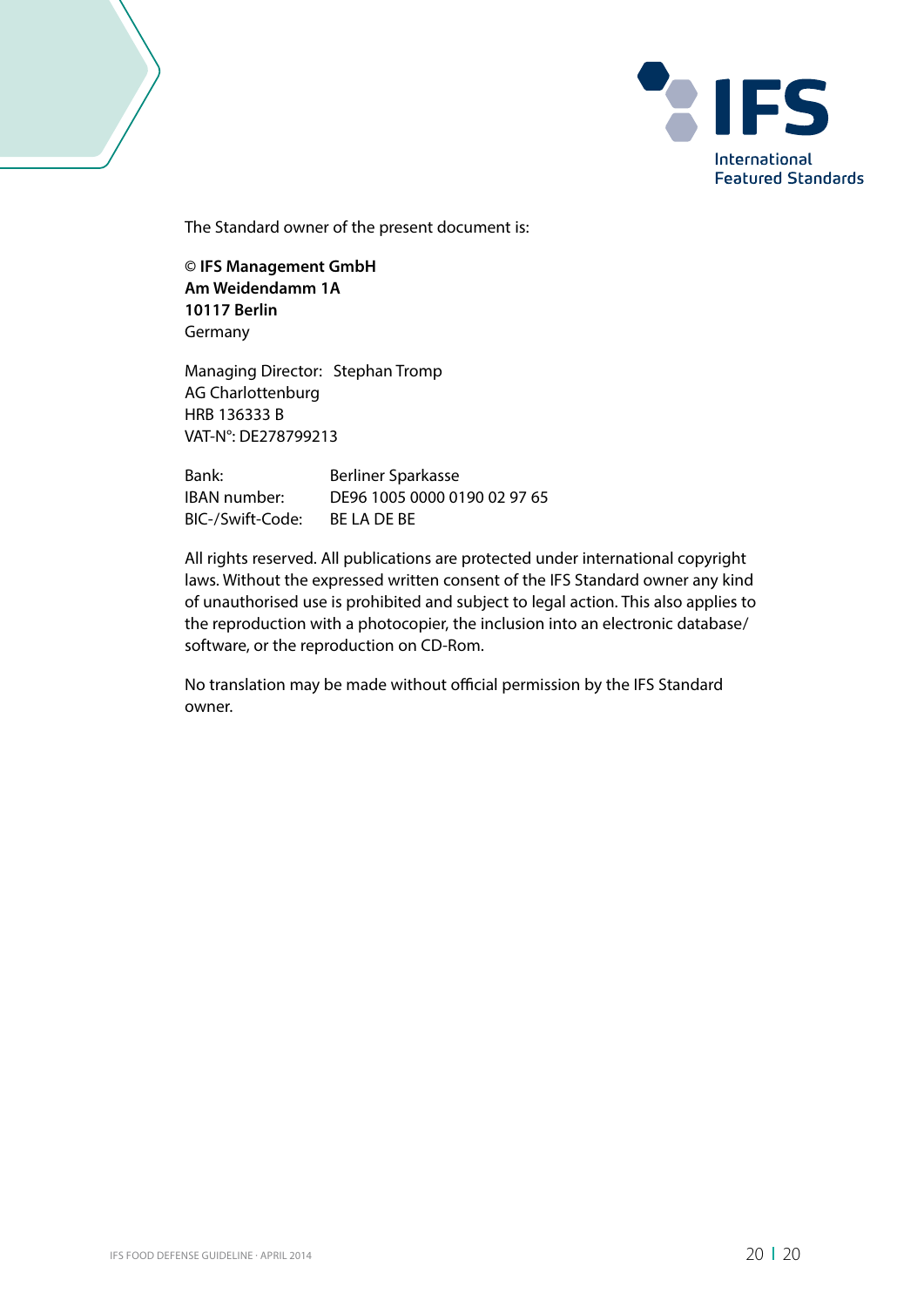The Standard owner of the present document is:

**© IFS Management GmbH**
**Am Weidendamm 1A**
**10117 Berlin**
Germany

Managing Director: Stephan Tromp
AG Charlottenburg
HRB 136333 B
VAT-N°: DE278799213

| | |
|---|---|
| Bank: | Berliner Sparkasse |
| IBAN number: | DE96 1005 0000 0190 02 97 65 |
| BIC-/Swift-Code: | BE LA DE BE |

All rights reserved. All publications are protected under international copyright laws. Without the expressed written consent of the IFS Standard owner any kind of unauthorised use is prohibited and subject to legal action. This also applies to the reproduction with a photocopier, the inclusion into an electronic database/software, or the reproduction on CD-Rom.

No translation may be made without official permission by the IFS Standard owner.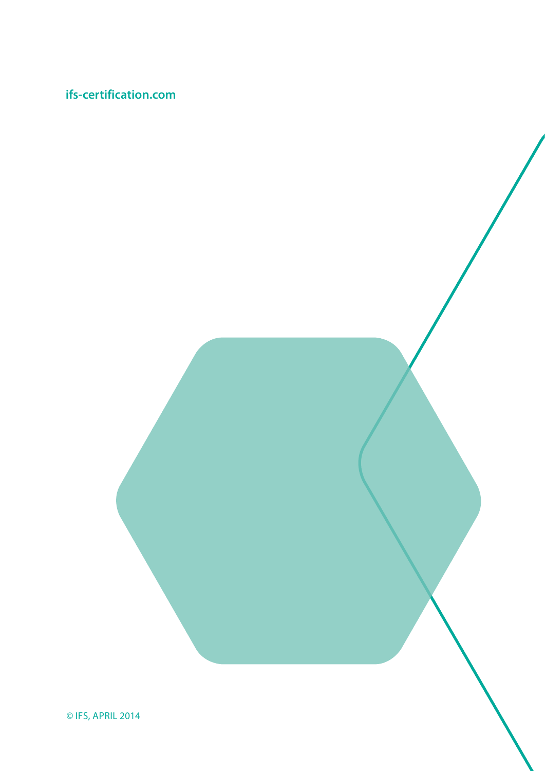ifs-certification.com

© IFS, APRIL 2014